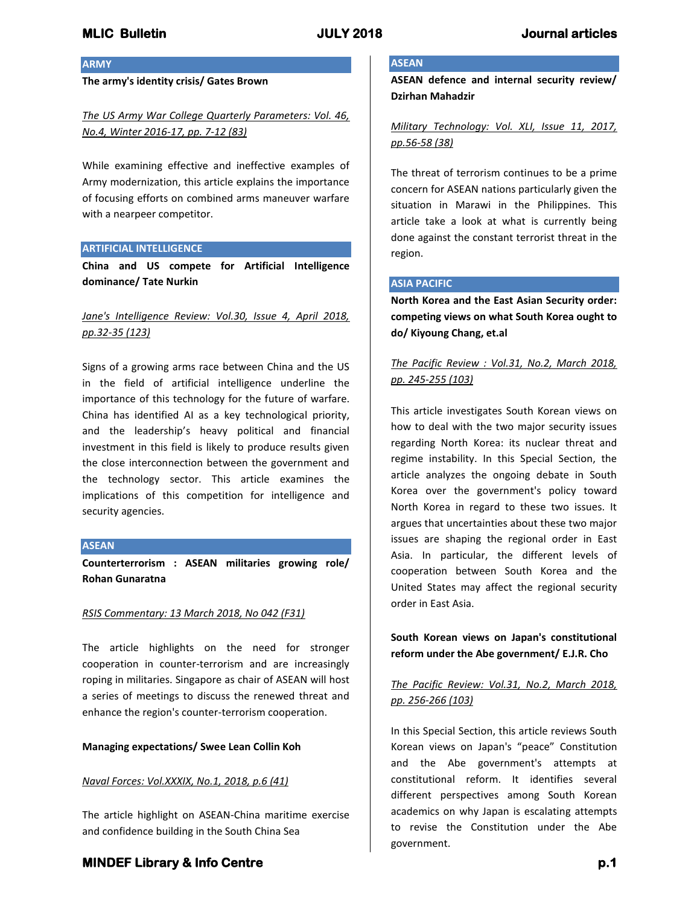## ARMY

**The army's identity crisis/ Gates Brown**

*The US Army War College Quarterly Parameters: Vol. 46, No.4, Winter 2016-17, pp. 7-12 (83)*

While examining effective and ineffective examples of Army modernization, this article explains the importance of focusing efforts on combined arms maneuver warfare with a nearpeer competitor.

## ARTIFICIAL INTELLIGENCE

**China and US compete for Artificial Intelligence dominance/ Tate Nurkin**

*Jane's Intelligence Review: Vol.30, Issue 4, April 2018, pp.32-35 (123)*

Signs of a growing arms race between China and the US in the field of artificial intelligence underline the importance of this technology for the future of warfare. China has identified AI as a key technological priority, and the leadership's heavy political and financial investment in this field is likely to produce results given the close interconnection between the government and the technology sector. This article examines the implications of this competition for intelligence and security agencies.

## ASEAN

**Counterterrorism : ASEAN militaries growing role/ Rohan Gunaratna**

*RSIS Commentary: 13 March 2018, No 042 (F31)*

The article highlights on the need for stronger cooperation in counter-terrorism and are increasingly roping in militaries. Singapore as chair of ASEAN will host a series of meetings to discuss the renewed threat and enhance the region's counter-terrorism cooperation.

**Managing expectations/ Swee Lean Collin Koh**

*Naval Forces: Vol.XXXIX, No.1, 2018, p.6 (41)*

The article highlight on ASEAN-China maritime exercise and confidence building in the South China Sea

## ASEAN

**ASEAN defence and internal security review/ Dzirhan Mahadzir**

*Military Technology: Vol. XLI, Issue 11, 2017, pp.56-58 (38)*

The threat of terrorism continues to be a prime concern for ASEAN nations particularly given the situation in Marawi in the Philippines. This article take a look at what is currently being done against the constant terrorist threat in the region.

## ASIA PACIFIC

**North Korea and the East Asian Security order: competing views on what South Korea ought to do/ Kiyoung Chang, et.al**

*The Pacific Review : Vol.31, No.2, March 2018, pp. 245-255 (103)*

This article investigates South Korean views on how to deal with the two major security issues regarding North Korea: its nuclear threat and regime instability. In this Special Section, the article analyzes the ongoing debate in South Korea over the government's policy toward North Korea in regard to these two issues. It argues that uncertainties about these two major issues are shaping the regional order in East Asia. In particular, the different levels of cooperation between South Korea and the United States may affect the regional security order in East Asia.

**South Korean views on Japan's constitutional reform under the Abe government/ E.J.R. Cho**

*The Pacific Review: Vol.31, No.2, March 2018, pp. 256-266 (103)*

In this Special Section, this article reviews South Korean views on Japan's "peace" Constitution and the Abe government's attempts at constitutional reform. It identifies several different perspectives among South Korean academics on why Japan is escalating attempts to revise the Constitution under the Abe government.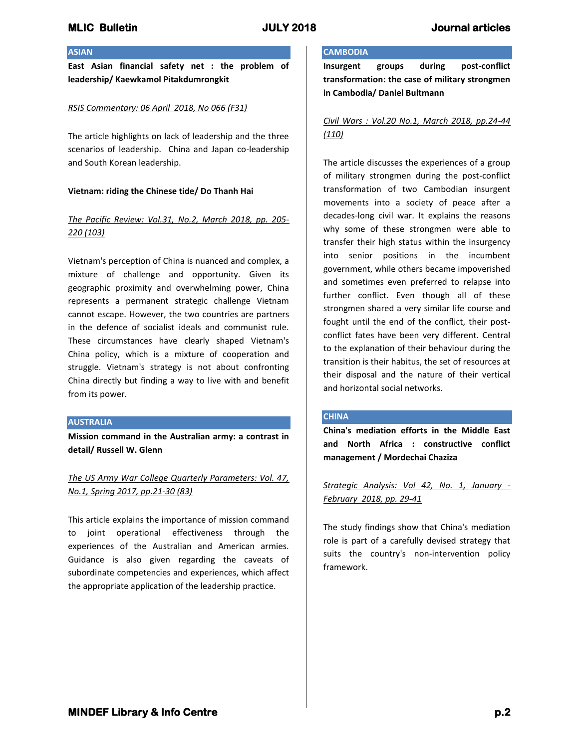## ASIAN

**East Asian financial safety net : the problem of leadership/ Kaewkamol Pitakdumrongkit**

*RSIS Commentary: 06 April 2018, No 066 (F31)*

The article highlights on lack of leadership and the three scenarios of leadership. China and Japan co-leadership and South Korean leadership.

**Vietnam: riding the Chinese tide/ Do Thanh Hai**

*The Pacific Review: Vol.31, No.2, March 2018, pp. 205-220 (103)*

Vietnam's perception of China is nuanced and complex, a mixture of challenge and opportunity. Given its geographic proximity and overwhelming power, China represents a permanent strategic challenge Vietnam cannot escape. However, the two countries are partners in the defence of socialist ideals and communist rule. These circumstances have clearly shaped Vietnam's China policy, which is a mixture of cooperation and struggle. Vietnam's strategy is not about confronting China directly but finding a way to live with and benefit from its power.

## AUSTRALIA

**Mission command in the Australian army: a contrast in detail/ Russell W. Glenn**

*The US Army War College Quarterly Parameters: Vol. 47, No.1, Spring 2017, pp.21-30 (83)*

This article explains the importance of mission command to joint operational effectiveness through the experiences of the Australian and American armies. Guidance is also given regarding the caveats of subordinate competencies and experiences, which affect the appropriate application of the leadership practice.

## CAMBODIA

**Insurgent groups during post-conflict transformation: the case of military strongmen in Cambodia/ Daniel Bultmann**

*Civil Wars : Vol.20 No.1, March 2018, pp.24-44 (110)*

The article discusses the experiences of a group of military strongmen during the post-conflict transformation of two Cambodian insurgent movements into a society of peace after a decades-long civil war. It explains the reasons why some of these strongmen were able to transfer their high status within the insurgency into senior positions in the incumbent government, while others became impoverished and sometimes even preferred to relapse into further conflict. Even though all of these strongmen shared a very similar life course and fought until the end of the conflict, their post-conflict fates have been very different. Central to the explanation of their behaviour during the transition is their habitus, the set of resources at their disposal and the nature of their vertical and horizontal social networks.

## CHINA

**China's mediation efforts in the Middle East and North Africa : constructive conflict management / Mordechai Chaziza**

*Strategic Analysis: Vol 42, No. 1, January - February 2018, pp. 29-41*

The study findings show that China's mediation role is part of a carefully devised strategy that suits the country's non-intervention policy framework.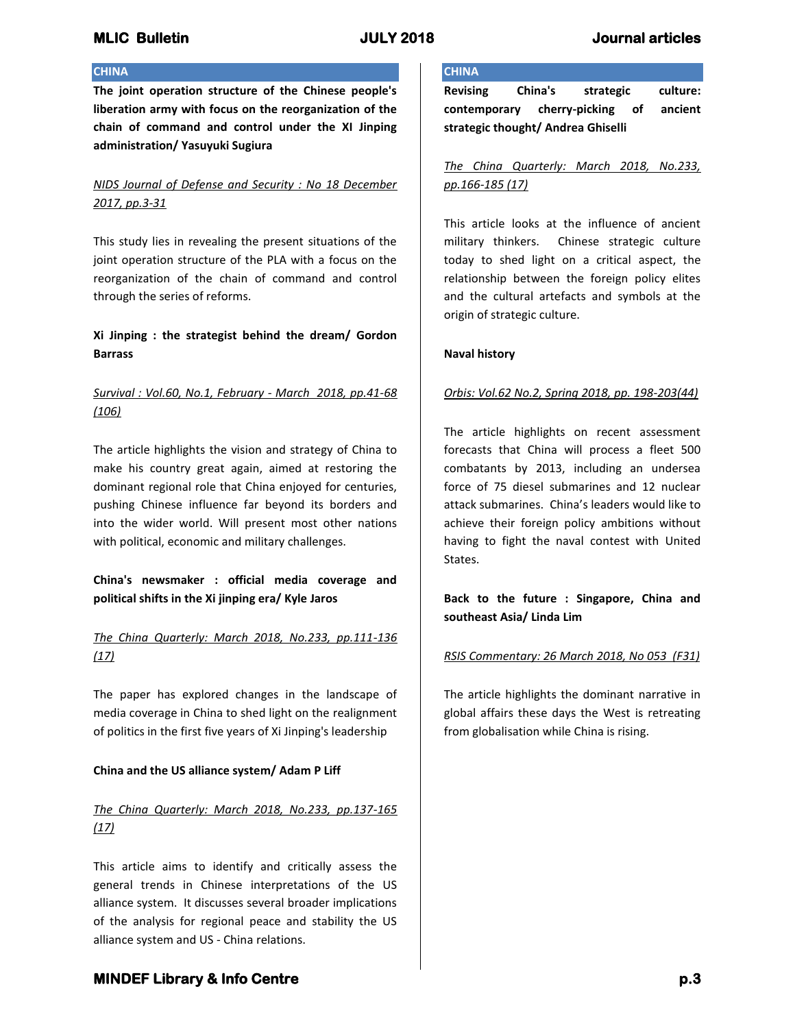## CHINA

**The joint operation structure of the Chinese people's liberation army with focus on the reorganization of the chain of command and control under the XI Jinping administration/ Yasuyuki Sugiura**

*NIDS Journal of Defense and Security : No 18 December 2017, pp.3-31*

This study lies in revealing the present situations of the joint operation structure of the PLA with a focus on the reorganization of the chain of command and control through the series of reforms.

**Xi Jinping : the strategist behind the dream/ Gordon Barrass**

*Survival : Vol.60, No.1, February - March 2018, pp.41-68 (106)*

The article highlights the vision and strategy of China to make his country great again, aimed at restoring the dominant regional role that China enjoyed for centuries, pushing Chinese influence far beyond its borders and into the wider world. Will present most other nations with political, economic and military challenges.

**China's newsmaker : official media coverage and political shifts in the Xi jinping era/ Kyle Jaros**

*The China Quarterly: March 2018, No.233, pp.111-136 (17)*

The paper has explored changes in the landscape of media coverage in China to shed light on the realignment of politics in the first five years of Xi Jinping's leadership

**China and the US alliance system/ Adam P Liff**

*The China Quarterly: March 2018, No.233, pp.137-165 (17)*

This article aims to identify and critically assess the general trends in Chinese interpretations of the US alliance system. It discusses several broader implications of the analysis for regional peace and stability the US alliance system and US - China relations.

## CHINA

**Revising China's strategic culture: contemporary cherry-picking of ancient strategic thought/ Andrea Ghiselli**

*The China Quarterly: March 2018, No.233, pp.166-185 (17)*

This article looks at the influence of ancient military thinkers. Chinese strategic culture today to shed light on a critical aspect, the relationship between the foreign policy elites and the cultural artefacts and symbols at the origin of strategic culture.

**Naval history**

*Orbis: Vol.62 No.2, Spring 2018, pp. 198-203(44)*

The article highlights on recent assessment forecasts that China will process a fleet 500 combatants by 2013, including an undersea force of 75 diesel submarines and 12 nuclear attack submarines. China's leaders would like to achieve their foreign policy ambitions without having to fight the naval contest with United States.

**Back to the future : Singapore, China and southeast Asia/ Linda Lim**

*RSIS Commentary: 26 March 2018, No 053 (F31)*

The article highlights the dominant narrative in global affairs these days the West is retreating from globalisation while China is rising.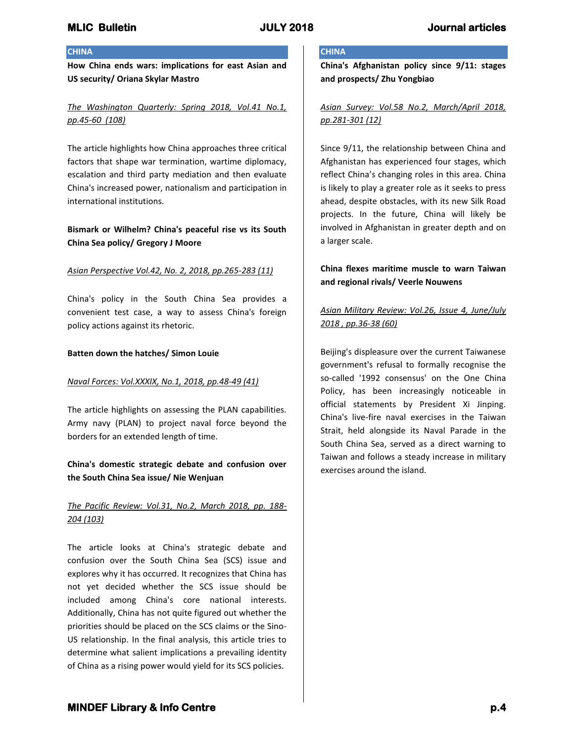## CHINA

**How China ends wars: implications for east Asian and US security/ Oriana Skylar Mastro**

*The Washington Quarterly: Spring 2018, Vol.41 No.1, pp.45-60 (108)*

The article highlights how China approaches three critical factors that shape war termination, wartime diplomacy, escalation and third party mediation and then evaluate China's increased power, nationalism and participation in international institutions.

**Bismark or Wilhelm? China's peaceful rise vs its South China Sea policy/ Gregory J Moore**

*Asian Perspective Vol.42, No. 2, 2018, pp.265-283 (11)*

China's policy in the South China Sea provides a convenient test case, a way to assess China's foreign policy actions against its rhetoric.

**Batten down the hatches/ Simon Louie**

*Naval Forces: Vol.XXXIX, No.1, 2018, pp.48-49 (41)*

The article highlights on assessing the PLAN capabilities. Army navy (PLAN) to project naval force beyond the borders for an extended length of time.

**China's domestic strategic debate and confusion over the South China Sea issue/ Nie Wenjuan**

*The Pacific Review: Vol.31, No.2, March 2018, pp. 188-204 (103)*

The article looks at China's strategic debate and confusion over the South China Sea (SCS) issue and explores why it has occurred. It recognizes that China has not yet decided whether the SCS issue should be included among China's core national interests. Additionally, China has not quite figured out whether the priorities should be placed on the SCS claims or the Sino-US relationship. In the final analysis, this article tries to determine what salient implications a prevailing identity of China as a rising power would yield for its SCS policies.

## CHINA

**China's Afghanistan policy since 9/11: stages and prospects/ Zhu Yongbiao**

*Asian Survey: Vol.58 No.2, March/April 2018, pp.281-301 (12)*

Since 9/11, the relationship between China and Afghanistan has experienced four stages, which reflect China's changing roles in this area. China is likely to play a greater role as it seeks to press ahead, despite obstacles, with its new Silk Road projects. In the future, China will likely be involved in Afghanistan in greater depth and on a larger scale.

**China flexes maritime muscle to warn Taiwan and regional rivals/ Veerle Nouwens**

*Asian Military Review: Vol.26, Issue 4, June/July 2018 , pp.36-38 (60)*

Beijing's displeasure over the current Taiwanese government's refusal to formally recognise the so-called '1992 consensus' on the One China Policy, has been increasingly noticeable in official statements by President Xi Jinping. China's live-fire naval exercises in the Taiwan Strait, held alongside its Naval Parade in the South China Sea, served as a direct warning to Taiwan and follows a steady increase in military exercises around the island.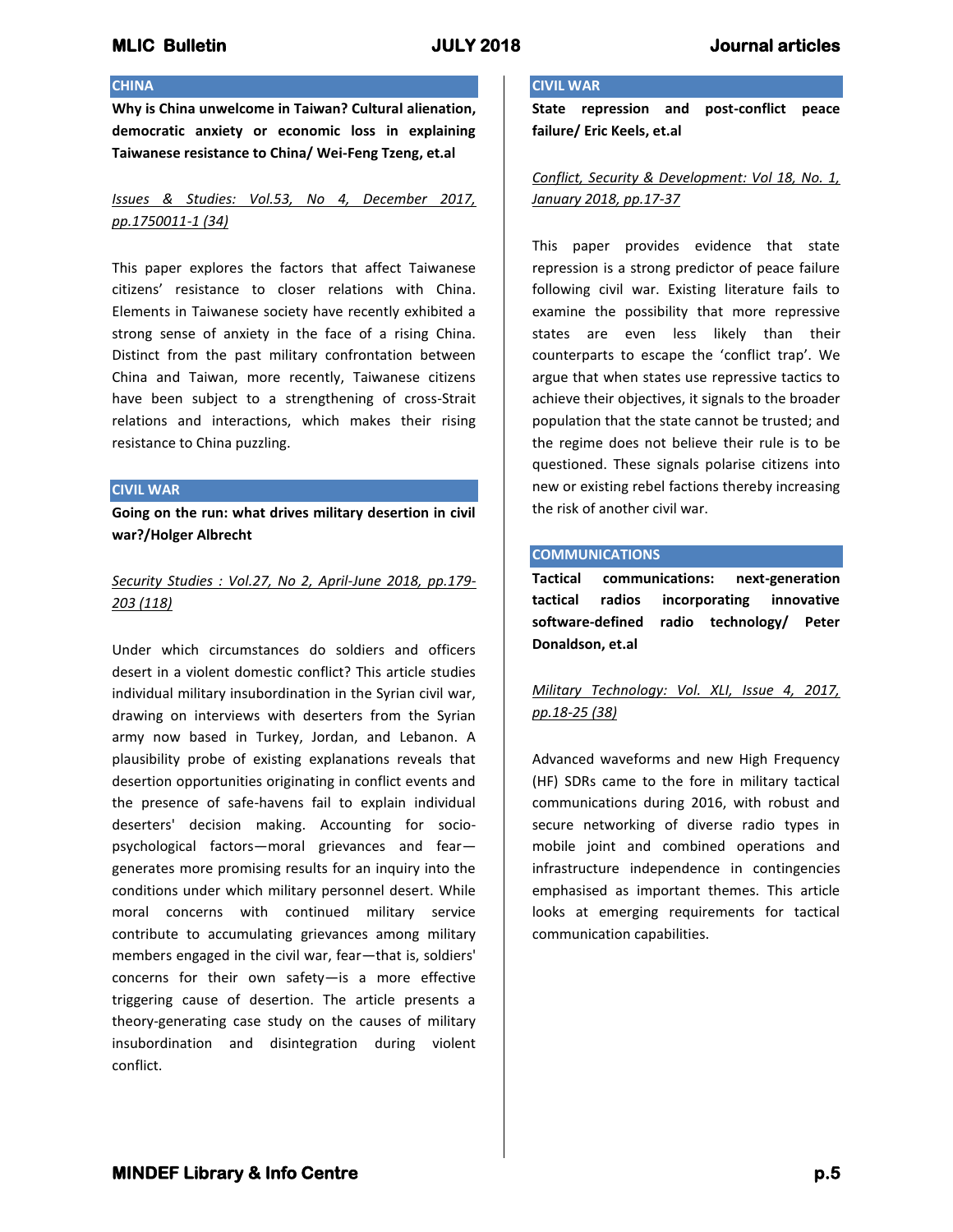## CHINA

**Why is China unwelcome in Taiwan? Cultural alienation, democratic anxiety or economic loss in explaining Taiwanese resistance to China/ Wei-Feng Tzeng, et.al**

*Issues & Studies: Vol.53, No 4, December 2017, pp.1750011-1 (34)*

This paper explores the factors that affect Taiwanese citizens' resistance to closer relations with China. Elements in Taiwanese society have recently exhibited a strong sense of anxiety in the face of a rising China. Distinct from the past military confrontation between China and Taiwan, more recently, Taiwanese citizens have been subject to a strengthening of cross-Strait relations and interactions, which makes their rising resistance to China puzzling.

## CIVIL WAR

**Going on the run: what drives military desertion in civil war?/Holger Albrecht**

*Security Studies : Vol.27, No 2, April-June 2018, pp.179-203 (118)*

Under which circumstances do soldiers and officers desert in a violent domestic conflict? This article studies individual military insubordination in the Syrian civil war, drawing on interviews with deserters from the Syrian army now based in Turkey, Jordan, and Lebanon. A plausibility probe of existing explanations reveals that desertion opportunities originating in conflict events and the presence of safe-havens fail to explain individual deserters' decision making. Accounting for socio-psychological factors—moral grievances and fear—generates more promising results for an inquiry into the conditions under which military personnel desert. While moral concerns with continued military service contribute to accumulating grievances among military members engaged in the civil war, fear—that is, soldiers' concerns for their own safety—is a more effective triggering cause of desertion. The article presents a theory-generating case study on the causes of military insubordination and disintegration during violent conflict.

## CIVIL WAR

**State repression and post-conflict peace failure/ Eric Keels, et.al**

*Conflict, Security & Development: Vol 18, No. 1, January 2018, pp.17-37*

This paper provides evidence that state repression is a strong predictor of peace failure following civil war. Existing literature fails to examine the possibility that more repressive states are even less likely than their counterparts to escape the 'conflict trap'. We argue that when states use repressive tactics to achieve their objectives, it signals to the broader population that the state cannot be trusted; and the regime does not believe their rule is to be questioned. These signals polarise citizens into new or existing rebel factions thereby increasing the risk of another civil war.

## COMMUNICATIONS

**Tactical communications: next-generation tactical radios incorporating innovative software-defined radio technology/ Peter Donaldson, et.al**

*Military Technology: Vol. XLI, Issue 4, 2017, pp.18-25 (38)*

Advanced waveforms and new High Frequency (HF) SDRs came to the fore in military tactical communications during 2016, with robust and secure networking of diverse radio types in mobile joint and combined operations and infrastructure independence in contingencies emphasised as important themes. This article looks at emerging requirements for tactical communication capabilities.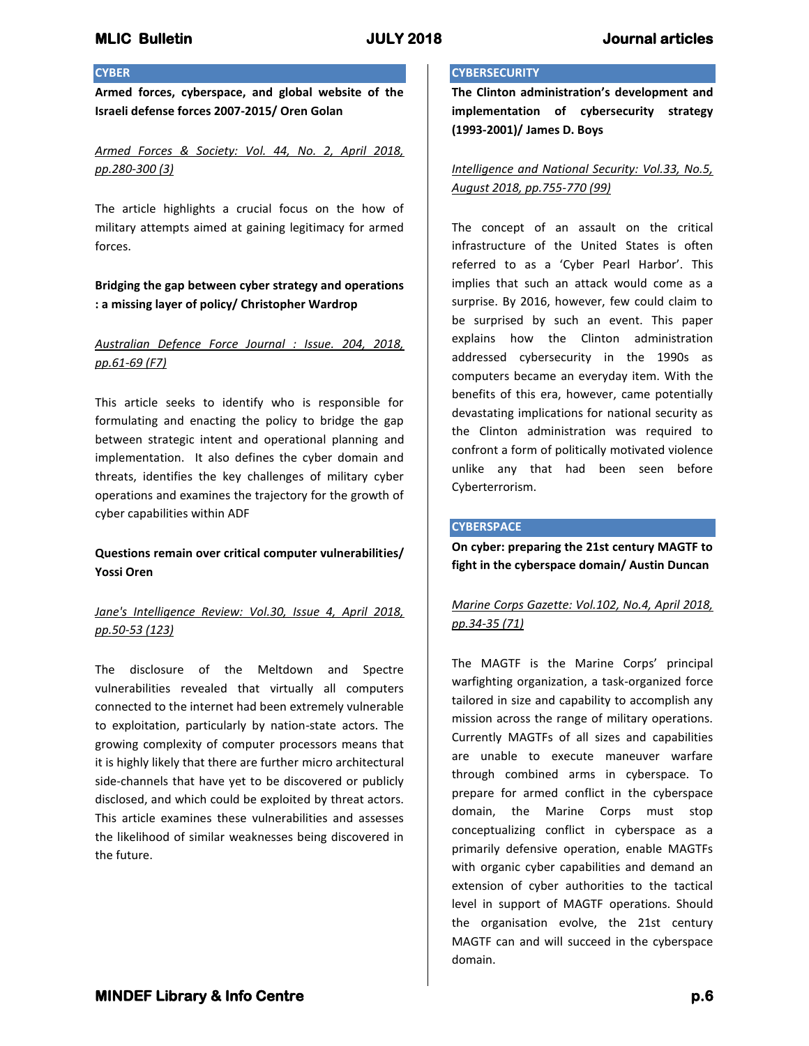## CYBER

**Armed forces, cyberspace, and global website of the Israeli defense forces 2007-2015/ Oren Golan**

*Armed Forces & Society: Vol. 44, No. 2, April 2018, pp.280-300 (3)*

The article highlights a crucial focus on the how of military attempts aimed at gaining legitimacy for armed forces.

**Bridging the gap between cyber strategy and operations : a missing layer of policy/ Christopher Wardrop**

*Australian Defence Force Journal : Issue. 204, 2018, pp.61-69 (F7)*

This article seeks to identify who is responsible for formulating and enacting the policy to bridge the gap between strategic intent and operational planning and implementation. It also defines the cyber domain and threats, identifies the key challenges of military cyber operations and examines the trajectory for the growth of cyber capabilities within ADF

**Questions remain over critical computer vulnerabilities/ Yossi Oren**

*Jane's Intelligence Review: Vol.30, Issue 4, April 2018, pp.50-53 (123)*

The disclosure of the Meltdown and Spectre vulnerabilities revealed that virtually all computers connected to the internet had been extremely vulnerable to exploitation, particularly by nation-state actors. The growing complexity of computer processors means that it is highly likely that there are further micro architectural side-channels that have yet to be discovered or publicly disclosed, and which could be exploited by threat actors. This article examines these vulnerabilities and assesses the likelihood of similar weaknesses being discovered in the future.

## CYBERSECURITY

**The Clinton administration's development and implementation of cybersecurity strategy (1993-2001)/ James D. Boys**

*Intelligence and National Security: Vol.33, No.5, August 2018, pp.755-770 (99)*

The concept of an assault on the critical infrastructure of the United States is often referred to as a 'Cyber Pearl Harbor'. This implies that such an attack would come as a surprise. By 2016, however, few could claim to be surprised by such an event. This paper explains how the Clinton administration addressed cybersecurity in the 1990s as computers became an everyday item. With the benefits of this era, however, came potentially devastating implications for national security as the Clinton administration was required to confront a form of politically motivated violence unlike any that had been seen before Cyberterrorism.

## CYBERSPACE

**On cyber: preparing the 21st century MAGTF to fight in the cyberspace domain/ Austin Duncan**

*Marine Corps Gazette: Vol.102, No.4, April 2018, pp.34-35 (71)*

The MAGTF is the Marine Corps' principal warfighting organization, a task-organized force tailored in size and capability to accomplish any mission across the range of military operations. Currently MAGTFs of all sizes and capabilities are unable to execute maneuver warfare through combined arms in cyberspace. To prepare for armed conflict in the cyberspace domain, the Marine Corps must stop conceptualizing conflict in cyberspace as a primarily defensive operation, enable MAGTFs with organic cyber capabilities and demand an extension of cyber authorities to the tactical level in support of MAGTF operations. Should the organisation evolve, the 21st century MAGTF can and will succeed in the cyberspace domain.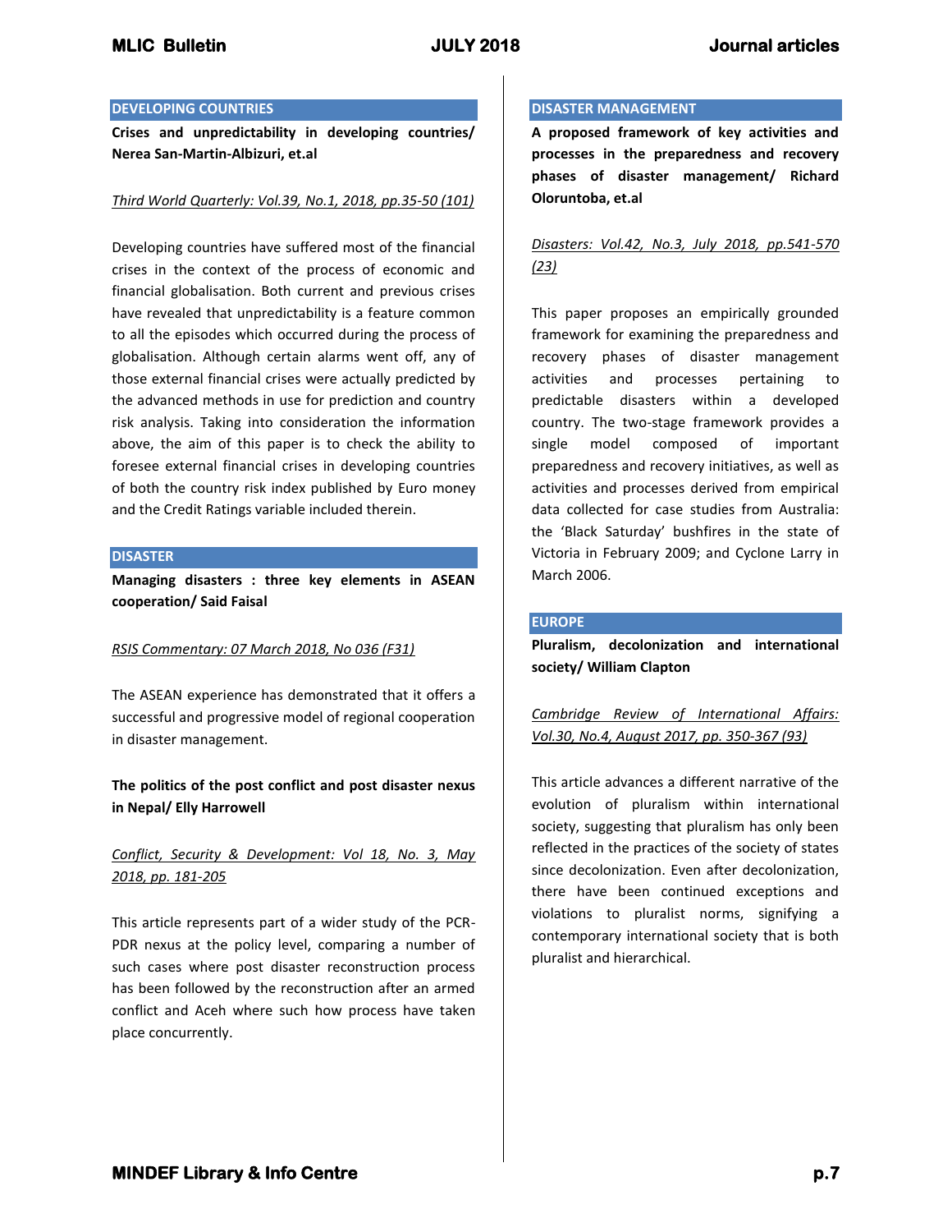## DEVELOPING COUNTRIES

**Crises and unpredictability in developing countries/ Nerea San-Martin-Albizuri, et.al**

*Third World Quarterly: Vol.39, No.1, 2018, pp.35-50 (101)*

Developing countries have suffered most of the financial crises in the context of the process of economic and financial globalisation. Both current and previous crises have revealed that unpredictability is a feature common to all the episodes which occurred during the process of globalisation. Although certain alarms went off, any of those external financial crises were actually predicted by the advanced methods in use for prediction and country risk analysis. Taking into consideration the information above, the aim of this paper is to check the ability to foresee external financial crises in developing countries of both the country risk index published by Euro money and the Credit Ratings variable included therein.

## DISASTER

**Managing disasters : three key elements in ASEAN cooperation/ Said Faisal**

*RSIS Commentary: 07 March 2018, No 036 (F31)*

The ASEAN experience has demonstrated that it offers a successful and progressive model of regional cooperation in disaster management.

**The politics of the post conflict and post disaster nexus in Nepal/ Elly Harrowell**

*Conflict, Security & Development: Vol 18, No. 3, May 2018, pp. 181-205*

This article represents part of a wider study of the PCR-PDR nexus at the policy level, comparing a number of such cases where post disaster reconstruction process has been followed by the reconstruction after an armed conflict and Aceh where such how process have taken place concurrently.

## DISASTER MANAGEMENT

**A proposed framework of key activities and processes in the preparedness and recovery phases of disaster management/ Richard Oloruntoba, et.al**

*Disasters: Vol.42, No.3, July 2018, pp.541-570 (23)*

This paper proposes an empirically grounded framework for examining the preparedness and recovery phases of disaster management activities and processes pertaining to predictable disasters within a developed country. The two-stage framework provides a single model composed of important preparedness and recovery initiatives, as well as activities and processes derived from empirical data collected for case studies from Australia: the 'Black Saturday' bushfires in the state of Victoria in February 2009; and Cyclone Larry in March 2006.

## EUROPE

**Pluralism, decolonization and international society/ William Clapton**

*Cambridge Review of International Affairs: Vol.30, No.4, August 2017, pp. 350-367 (93)*

This article advances a different narrative of the evolution of pluralism within international society, suggesting that pluralism has only been reflected in the practices of the society of states since decolonization. Even after decolonization, there have been continued exceptions and violations to pluralist norms, signifying a contemporary international society that is both pluralist and hierarchical.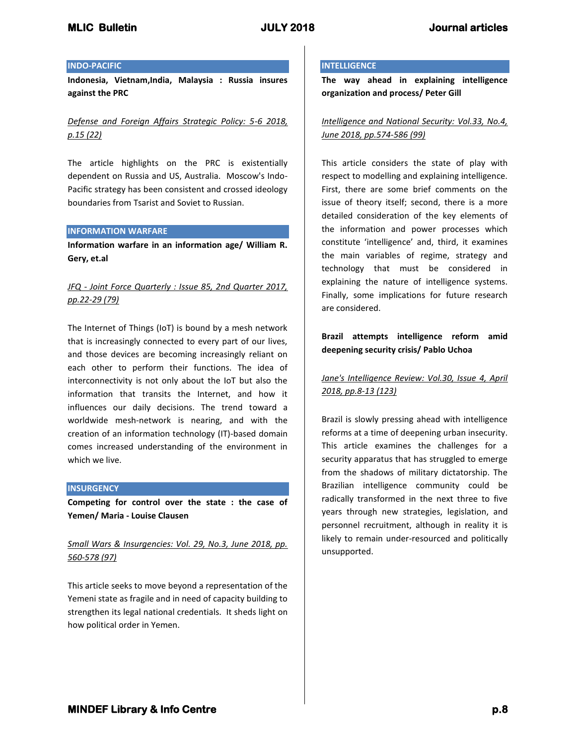## INDO-PACIFIC

**Indonesia, Vietnam,India, Malaysia : Russia insures against the PRC**

*Defense and Foreign Affairs Strategic Policy: 5-6 2018, p.15 (22)*

The article highlights on the PRC is existentially dependent on Russia and US, Australia. Moscow's Indo-Pacific strategy has been consistent and crossed ideology boundaries from Tsarist and Soviet to Russian.

## INFORMATION WARFARE

**Information warfare in an information age/ William R. Gery, et.al**

*JFQ - Joint Force Quarterly : Issue 85, 2nd Quarter 2017, pp.22-29 (79)*

The Internet of Things (IoT) is bound by a mesh network that is increasingly connected to every part of our lives, and those devices are becoming increasingly reliant on each other to perform their functions. The idea of interconnectivity is not only about the IoT but also the information that transits the Internet, and how it influences our daily decisions. The trend toward a worldwide mesh-network is nearing, and with the creation of an information technology (IT)-based domain comes increased understanding of the environment in which we live.

## INSURGENCY

**Competing for control over the state : the case of Yemen/ Maria - Louise Clausen**

*Small Wars & Insurgencies: Vol. 29, No.3, June 2018, pp. 560-578 (97)*

This article seeks to move beyond a representation of the Yemeni state as fragile and in need of capacity building to strengthen its legal national credentials. It sheds light on how political order in Yemen.

## INTELLIGENCE

**The way ahead in explaining intelligence organization and process/ Peter Gill**

*Intelligence and National Security: Vol.33, No.4, June 2018, pp.574-586 (99)*

This article considers the state of play with respect to modelling and explaining intelligence. First, there are some brief comments on the issue of theory itself; second, there is a more detailed consideration of the key elements of the information and power processes which constitute 'intelligence' and, third, it examines the main variables of regime, strategy and technology that must be considered in explaining the nature of intelligence systems. Finally, some implications for future research are considered.

**Brazil attempts intelligence reform amid deepening security crisis/ Pablo Uchoa**

*Jane's Intelligence Review: Vol.30, Issue 4, April 2018, pp.8-13 (123)*

Brazil is slowly pressing ahead with intelligence reforms at a time of deepening urban insecurity. This article examines the challenges for a security apparatus that has struggled to emerge from the shadows of military dictatorship. The Brazilian intelligence community could be radically transformed in the next three to five years through new strategies, legislation, and personnel recruitment, although in reality it is likely to remain under-resourced and politically unsupported.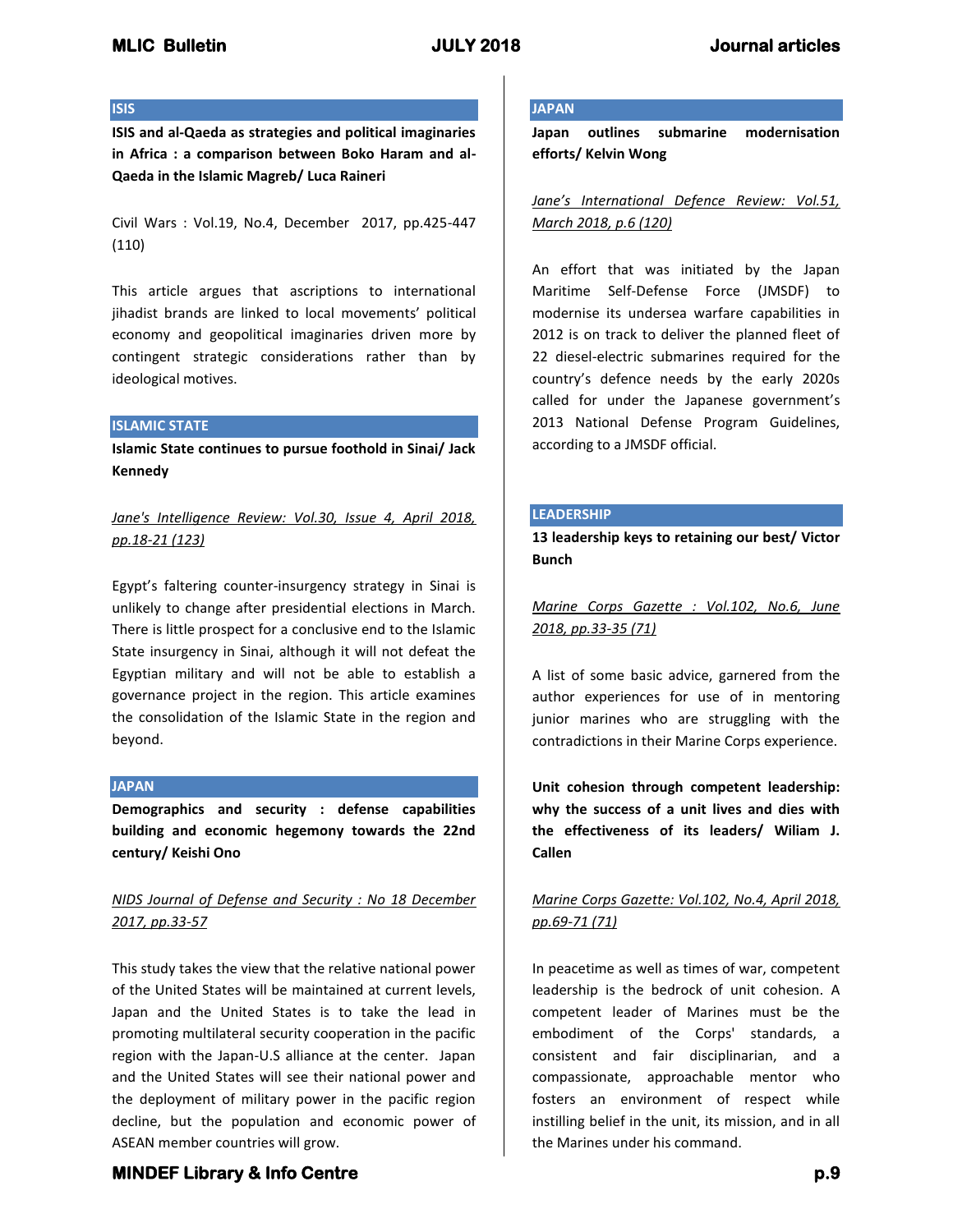## ISIS

**ISIS and al-Qaeda as strategies and political imaginaries in Africa : a comparison between Boko Haram and al-Qaeda in the Islamic Magreb/ Luca Raineri**

Civil Wars : Vol.19, No.4, December 2017, pp.425-447 (110)

This article argues that ascriptions to international jihadist brands are linked to local movements' political economy and geopolitical imaginaries driven more by contingent strategic considerations rather than by ideological motives.

## ISLAMIC STATE

**Islamic State continues to pursue foothold in Sinai/ Jack Kennedy**

*Jane's Intelligence Review: Vol.30, Issue 4, April 2018, pp.18-21 (123)*

Egypt's faltering counter-insurgency strategy in Sinai is unlikely to change after presidential elections in March. There is little prospect for a conclusive end to the Islamic State insurgency in Sinai, although it will not defeat the Egyptian military and will not be able to establish a governance project in the region. This article examines the consolidation of the Islamic State in the region and beyond.

## JAPAN

**Demographics and security : defense capabilities building and economic hegemony towards the 22nd century/ Keishi Ono**

*NIDS Journal of Defense and Security : No 18 December 2017, pp.33-57*

This study takes the view that the relative national power of the United States will be maintained at current levels, Japan and the United States is to take the lead in promoting multilateral security cooperation in the pacific region with the Japan-U.S alliance at the center. Japan and the United States will see their national power and the deployment of military power in the pacific region decline, but the population and economic power of ASEAN member countries will grow.

## JAPAN

**Japan outlines submarine modernisation efforts/ Kelvin Wong**

*Jane's International Defence Review: Vol.51, March 2018, p.6 (120)*

An effort that was initiated by the Japan Maritime Self-Defense Force (JMSDF) to modernise its undersea warfare capabilities in 2012 is on track to deliver the planned fleet of 22 diesel-electric submarines required for the country's defence needs by the early 2020s called for under the Japanese government's 2013 National Defense Program Guidelines, according to a JMSDF official.

## LEADERSHIP

**13 leadership keys to retaining our best/ Victor Bunch**

*Marine Corps Gazette : Vol.102, No.6, June 2018, pp.33-35 (71)*

A list of some basic advice, garnered from the author experiences for use of in mentoring junior marines who are struggling with the contradictions in their Marine Corps experience.

**Unit cohesion through competent leadership: why the success of a unit lives and dies with the effectiveness of its leaders/ Wiliam J. Callen**

*Marine Corps Gazette: Vol.102, No.4, April 2018, pp.69-71 (71)*

In peacetime as well as times of war, competent leadership is the bedrock of unit cohesion. A competent leader of Marines must be the embodiment of the Corps' standards, a consistent and fair disciplinarian, and a compassionate, approachable mentor who fosters an environment of respect while instilling belief in the unit, its mission, and in all the Marines under his command.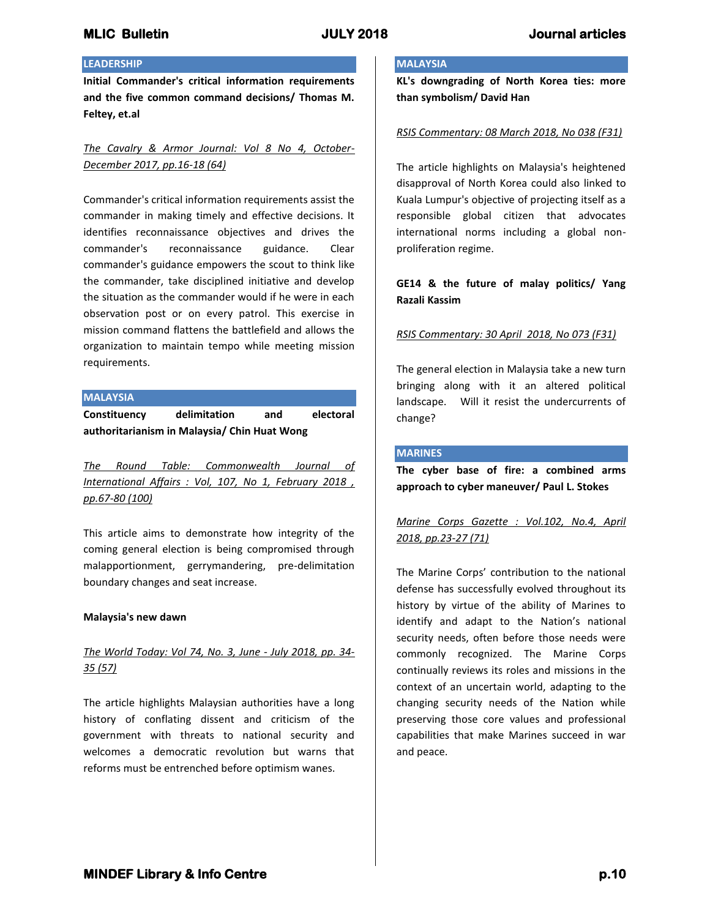## LEADERSHIP

**Initial Commander's critical information requirements and the five common command decisions/ Thomas M. Feltey, et.al**

*The Cavalry & Armor Journal: Vol 8 No 4, October-December 2017, pp.16-18 (64)*

Commander's critical information requirements assist the commander in making timely and effective decisions. It identifies reconnaissance objectives and drives the commander's reconnaissance guidance. Clear commander's guidance empowers the scout to think like the commander, take disciplined initiative and develop the situation as the commander would if he were in each observation post or on every patrol. This exercise in mission command flattens the battlefield and allows the organization to maintain tempo while meeting mission requirements.

## MALAYSIA

**Constituency delimitation and electoral authoritarianism in Malaysia/ Chin Huat Wong**

*The Round Table: Commonwealth Journal of International Affairs : Vol, 107, No 1, February 2018 , pp.67-80 (100)*

This article aims to demonstrate how integrity of the coming general election is being compromised through malapportionment, gerrymandering, pre-delimitation boundary changes and seat increase.

**Malaysia's new dawn**

*The World Today: Vol 74, No. 3, June - July 2018, pp. 34-35 (57)*

The article highlights Malaysian authorities have a long history of conflating dissent and criticism of the government with threats to national security and welcomes a democratic revolution but warns that reforms must be entrenched before optimism wanes.

## MALAYSIA

**KL's downgrading of North Korea ties: more than symbolism/ David Han**

*RSIS Commentary: 08 March 2018, No 038 (F31)*

The article highlights on Malaysia's heightened disapproval of North Korea could also linked to Kuala Lumpur's objective of projecting itself as a responsible global citizen that advocates international norms including a global non-proliferation regime.

**GE14 & the future of malay politics/ Yang Razali Kassim**

*RSIS Commentary: 30 April 2018, No 073 (F31)*

The general election in Malaysia take a new turn bringing along with it an altered political landscape. Will it resist the undercurrents of change?

## MARINES

**The cyber base of fire: a combined arms approach to cyber maneuver/ Paul L. Stokes**

*Marine Corps Gazette : Vol.102, No.4, April 2018, pp.23-27 (71)*

The Marine Corps' contribution to the national defense has successfully evolved throughout its history by virtue of the ability of Marines to identify and adapt to the Nation's national security needs, often before those needs were commonly recognized. The Marine Corps continually reviews its roles and missions in the context of an uncertain world, adapting to the changing security needs of the Nation while preserving those core values and professional capabilities that make Marines succeed in war and peace.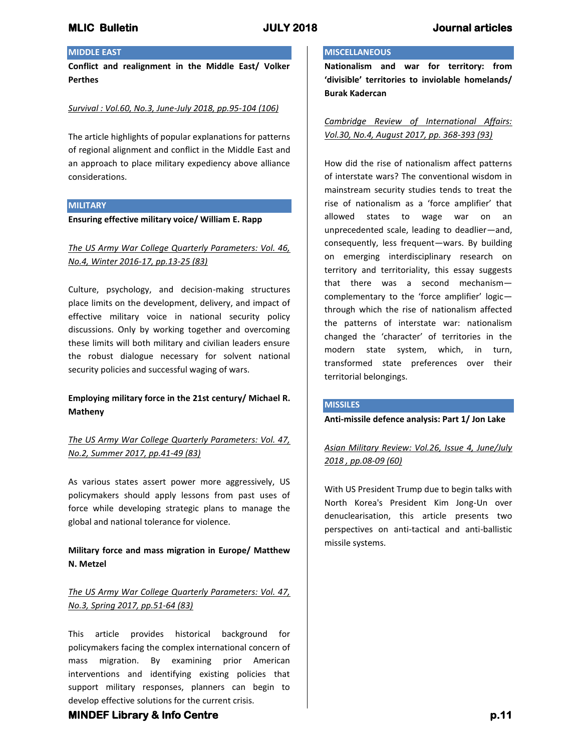## MIDDLE EAST

**Conflict and realignment in the Middle East/ Volker Perthes**

*Survival : Vol.60, No.3, June-July 2018, pp.95-104 (106)*

The article highlights of popular explanations for patterns of regional alignment and conflict in the Middle East and an approach to place military expediency above alliance considerations.

## MILITARY

**Ensuring effective military voice/ William E. Rapp**

*The US Army War College Quarterly Parameters: Vol. 46, No.4, Winter 2016-17, pp.13-25 (83)*

Culture, psychology, and decision-making structures place limits on the development, delivery, and impact of effective military voice in national security policy discussions. Only by working together and overcoming these limits will both military and civilian leaders ensure the robust dialogue necessary for solvent national security policies and successful waging of wars.

**Employing military force in the 21st century/ Michael R. Matheny**

*The US Army War College Quarterly Parameters: Vol. 47, No.2, Summer 2017, pp.41-49 (83)*

As various states assert power more aggressively, US policymakers should apply lessons from past uses of force while developing strategic plans to manage the global and national tolerance for violence.

**Military force and mass migration in Europe/ Matthew N. Metzel**

*The US Army War College Quarterly Parameters: Vol. 47, No.3, Spring 2017, pp.51-64 (83)*

This article provides historical background for policymakers facing the complex international concern of mass migration. By examining prior American interventions and identifying existing policies that support military responses, planners can begin to develop effective solutions for the current crisis.

## MISCELLANEOUS

**Nationalism and war for territory: from 'divisible' territories to inviolable homelands/ Burak Kadercan**

*Cambridge Review of International Affairs: Vol.30, No.4, August 2017, pp. 368-393 (93)*

How did the rise of nationalism affect patterns of interstate wars? The conventional wisdom in mainstream security studies tends to treat the rise of nationalism as a 'force amplifier' that allowed states to wage war on an unprecedented scale, leading to deadlier—and, consequently, less frequent—wars. By building on emerging interdisciplinary research on territory and territoriality, this essay suggests that there was a second mechanism—complementary to the 'force amplifier' logic—through which the rise of nationalism affected the patterns of interstate war: nationalism changed the 'character' of territories in the modern state system, which, in turn, transformed state preferences over their territorial belongings.

## MISSILES

**Anti-missile defence analysis: Part 1/ Jon Lake**

*Asian Military Review: Vol.26, Issue 4, June/July 2018 , pp.08-09 (60)*

With US President Trump due to begin talks with North Korea's President Kim Jong-Un over denuclearisation, this article presents two perspectives on anti-tactical and anti-ballistic missile systems.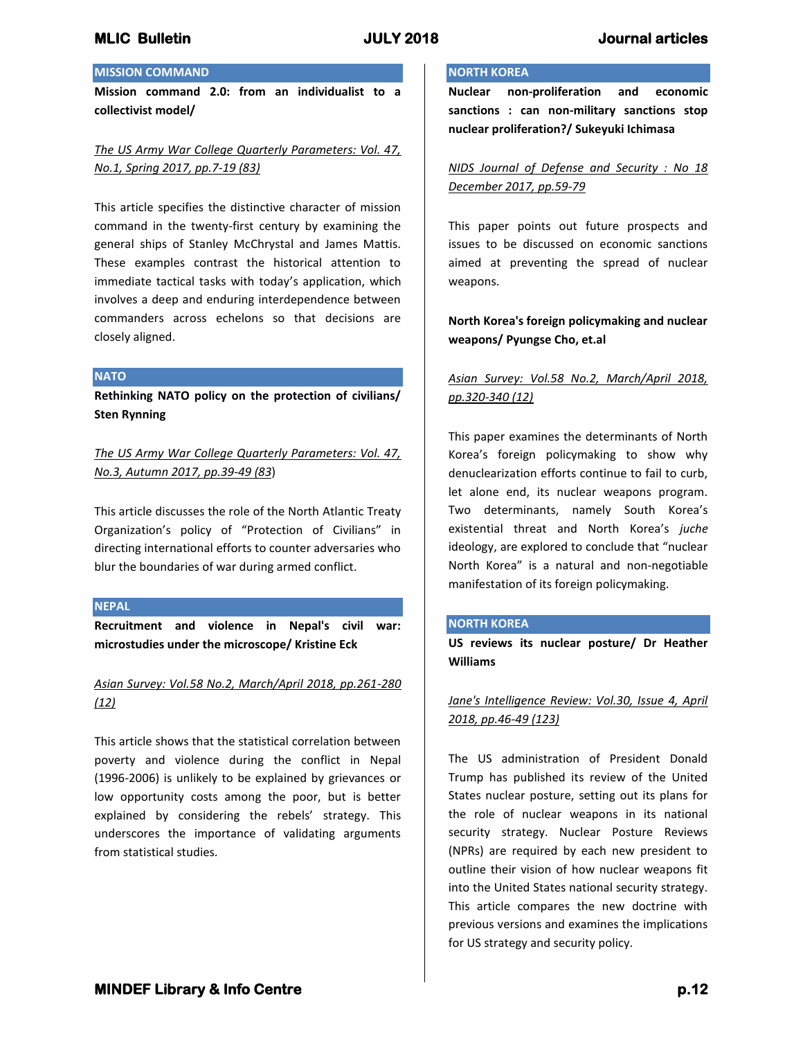## MISSION COMMAND

**Mission command 2.0: from an individualist to a collectivist model/**

*The US Army War College Quarterly Parameters: Vol. 47, No.1, Spring 2017, pp.7-19 (83)*

This article specifies the distinctive character of mission command in the twenty-first century by examining the general ships of Stanley McChrystal and James Mattis. These examples contrast the historical attention to immediate tactical tasks with today's application, which involves a deep and enduring interdependence between commanders across echelons so that decisions are closely aligned.

## NATO

**Rethinking NATO policy on the protection of civilians/ Sten Rynning**

*The US Army War College Quarterly Parameters: Vol. 47, No.3, Autumn 2017, pp.39-49 (83)*

This article discusses the role of the North Atlantic Treaty Organization's policy of "Protection of Civilians" in directing international efforts to counter adversaries who blur the boundaries of war during armed conflict.

## NEPAL

**Recruitment and violence in Nepal's civil war: microstudies under the microscope/ Kristine Eck**

*Asian Survey: Vol.58 No.2, March/April 2018, pp.261-280 (12)*

This article shows that the statistical correlation between poverty and violence during the conflict in Nepal (1996-2006) is unlikely to be explained by grievances or low opportunity costs among the poor, but is better explained by considering the rebels' strategy. This underscores the importance of validating arguments from statistical studies.

## NORTH KOREA

**Nuclear non-proliferation and economic sanctions : can non-military sanctions stop nuclear proliferation?/ Sukeyuki Ichimasa**

*NIDS Journal of Defense and Security : No 18 December 2017, pp.59-79*

This paper points out future prospects and issues to be discussed on economic sanctions aimed at preventing the spread of nuclear weapons.

**North Korea's foreign policymaking and nuclear weapons/ Pyungse Cho, et.al**

*Asian Survey: Vol.58 No.2, March/April 2018, pp.320-340 (12)*

This paper examines the determinants of North Korea's foreign policymaking to show why denuclearization efforts continue to fail to curb, let alone end, its nuclear weapons program. Two determinants, namely South Korea's existential threat and North Korea's *juche* ideology, are explored to conclude that "nuclear North Korea" is a natural and non-negotiable manifestation of its foreign policymaking.

## NORTH KOREA

**US reviews its nuclear posture/ Dr Heather Williams**

*Jane's Intelligence Review: Vol.30, Issue 4, April 2018, pp.46-49 (123)*

The US administration of President Donald Trump has published its review of the United States nuclear posture, setting out its plans for the role of nuclear weapons in its national security strategy. Nuclear Posture Reviews (NPRs) are required by each new president to outline their vision of how nuclear weapons fit into the United States national security strategy. This article compares the new doctrine with previous versions and examines the implications for US strategy and security policy.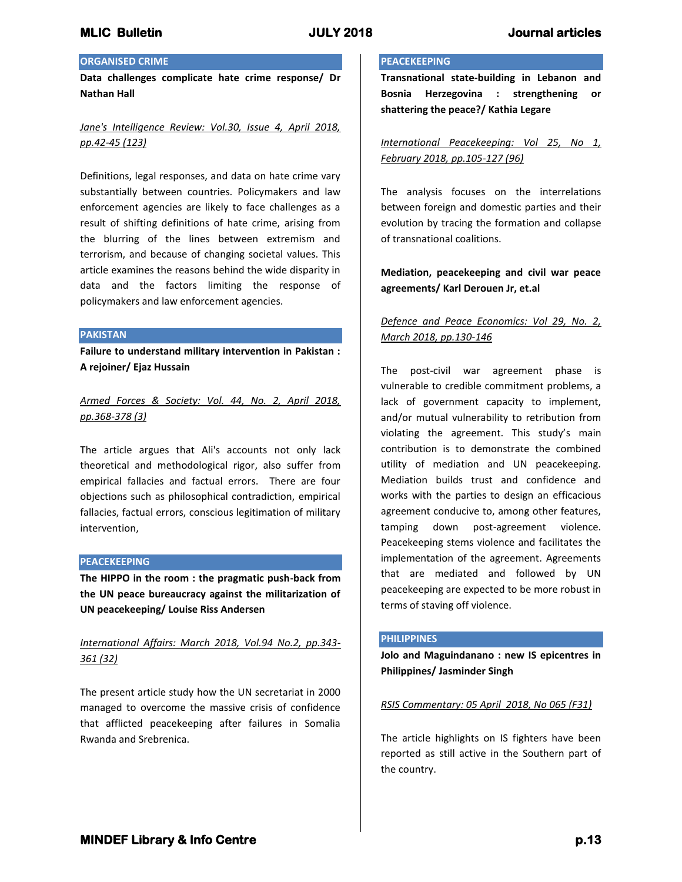## ORGANISED CRIME

**Data challenges complicate hate crime response/ Dr Nathan Hall**

*Jane's Intelligence Review: Vol.30, Issue 4, April 2018, pp.42-45 (123)*

Definitions, legal responses, and data on hate crime vary substantially between countries. Policymakers and law enforcement agencies are likely to face challenges as a result of shifting definitions of hate crime, arising from the blurring of the lines between extremism and terrorism, and because of changing societal values. This article examines the reasons behind the wide disparity in data and the factors limiting the response of policymakers and law enforcement agencies.

## PAKISTAN

**Failure to understand military intervention in Pakistan : A rejoinder/ Ejaz Hussain**

*Armed Forces & Society: Vol. 44, No. 2, April 2018, pp.368-378 (3)*

The article argues that Ali's accounts not only lack theoretical and methodological rigor, also suffer from empirical fallacies and factual errors. There are four objections such as philosophical contradiction, empirical fallacies, factual errors, conscious legitimation of military intervention,

## PEACEKEEPING

**The HIPPO in the room : the pragmatic push-back from the UN peace bureaucracy against the militarization of UN peacekeeping/ Louise Riss Andersen**

*International Affairs: March 2018, Vol.94 No.2, pp.343-361 (32)*

The present article study how the UN secretariat in 2000 managed to overcome the massive crisis of confidence that afflicted peacekeeping after failures in Somalia Rwanda and Srebrenica.

## PEACEKEEPING

**Transnational state-building in Lebanon and Bosnia Herzegovina : strengthening or shattering the peace?/ Kathia Legare**

*International Peacekeeping: Vol 25, No 1, February 2018, pp.105-127 (96)*

The analysis focuses on the interrelations between foreign and domestic parties and their evolution by tracing the formation and collapse of transnational coalitions.

**Mediation, peacekeeping and civil war peace agreements/ Karl Derouen Jr, et.al**

*Defence and Peace Economics: Vol 29, No. 2, March 2018, pp.130-146*

The post-civil war agreement phase is vulnerable to credible commitment problems, a lack of government capacity to implement, and/or mutual vulnerability to retribution from violating the agreement. This study's main contribution is to demonstrate the combined utility of mediation and UN peacekeeping. Mediation builds trust and confidence and works with the parties to design an efficacious agreement conducive to, among other features, tamping down post-agreement violence. Peacekeeping stems violence and facilitates the implementation of the agreement. Agreements that are mediated and followed by UN peacekeeping are expected to be more robust in terms of staving off violence.

## PHILIPPINES

**Jolo and Maguindanano : new IS epicentres in Philippines/ Jasminder Singh**

*RSIS Commentary: 05 April 2018, No 065 (F31)*

The article highlights on IS fighters have been reported as still active in the Southern part of the country.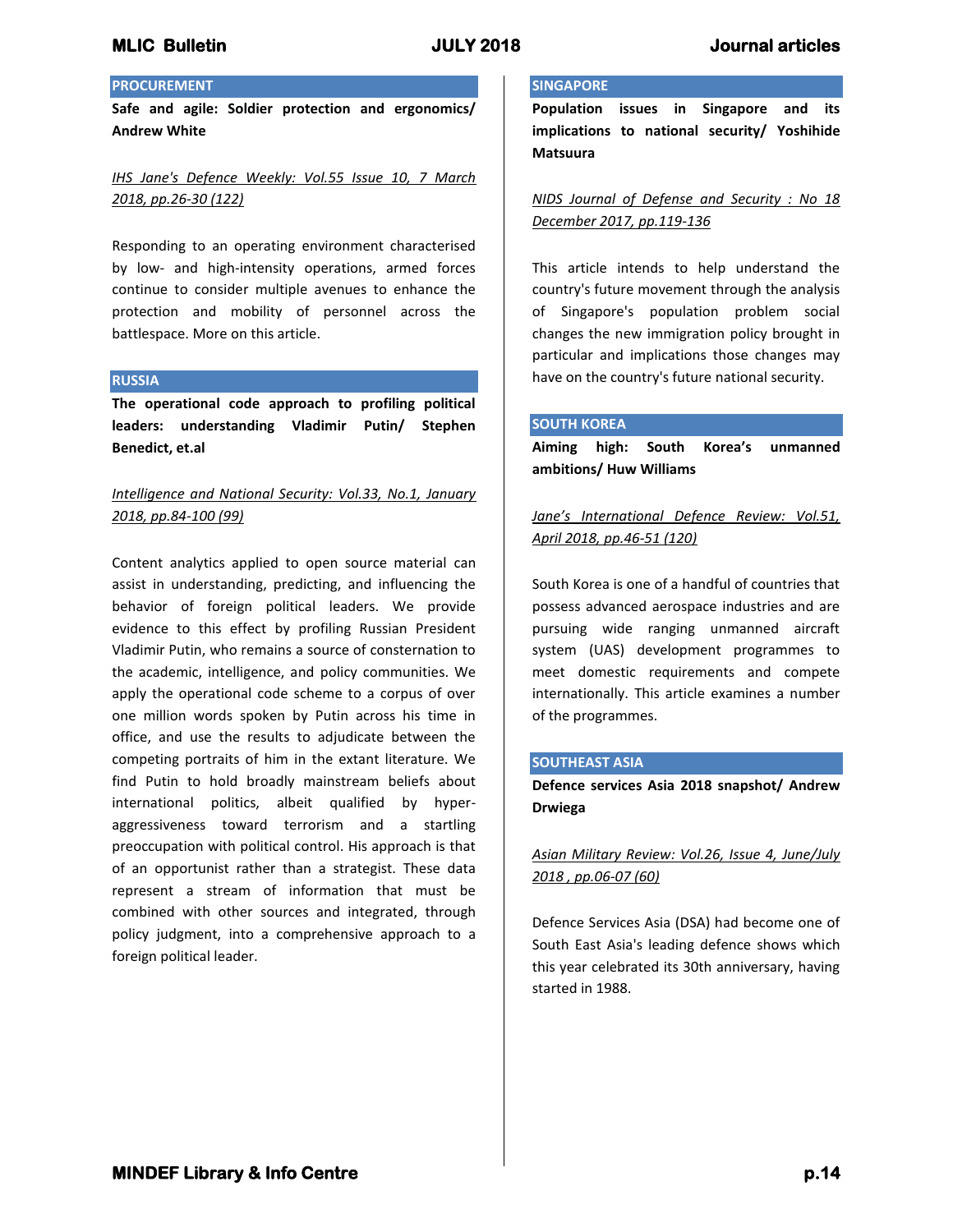## PROCUREMENT

**Safe and agile: Soldier protection and ergonomics/ Andrew White**

_IHS Jane's Defence Weekly: Vol.55 Issue 10, 7 March 2018, pp.26-30 (122)_

Responding to an operating environment characterised by low- and high-intensity operations, armed forces continue to consider multiple avenues to enhance the protection and mobility of personnel across the battlespace. More on this article.

## RUSSIA

**The operational code approach to profiling political leaders: understanding Vladimir Putin/ Stephen Benedict, et.al**

_Intelligence and National Security: Vol.33, No.1, January 2018, pp.84-100 (99)_

Content analytics applied to open source material can assist in understanding, predicting, and influencing the behavior of foreign political leaders. We provide evidence to this effect by profiling Russian President Vladimir Putin, who remains a source of consternation to the academic, intelligence, and policy communities. We apply the operational code scheme to a corpus of over one million words spoken by Putin across his time in office, and use the results to adjudicate between the competing portraits of him in the extant literature. We find Putin to hold broadly mainstream beliefs about international politics, albeit qualified by hyper-aggressiveness toward terrorism and a startling preoccupation with political control. His approach is that of an opportunist rather than a strategist. These data represent a stream of information that must be combined with other sources and integrated, through policy judgment, into a comprehensive approach to a foreign political leader.

## SINGAPORE

**Population issues in Singapore and its implications to national security/ Yoshihide Matsuura**

_NIDS Journal of Defense and Security : No 18 December 2017, pp.119-136_

This article intends to help understand the country's future movement through the analysis of Singapore's population problem social changes the new immigration policy brought in particular and implications those changes may have on the country's future national security.

## SOUTH KOREA

**Aiming high: South Korea's unmanned ambitions/ Huw Williams**

_Jane's International Defence Review: Vol.51, April 2018, pp.46-51 (120)_

South Korea is one of a handful of countries that possess advanced aerospace industries and are pursuing wide ranging unmanned aircraft system (UAS) development programmes to meet domestic requirements and compete internationally. This article examines a number of the programmes.

## SOUTHEAST ASIA

**Defence services Asia 2018 snapshot/ Andrew Drwiega**

_Asian Military Review: Vol.26, Issue 4, June/July 2018 , pp.06-07 (60)_

Defence Services Asia (DSA) had become one of South East Asia's leading defence shows which this year celebrated its 30th anniversary, having started in 1988.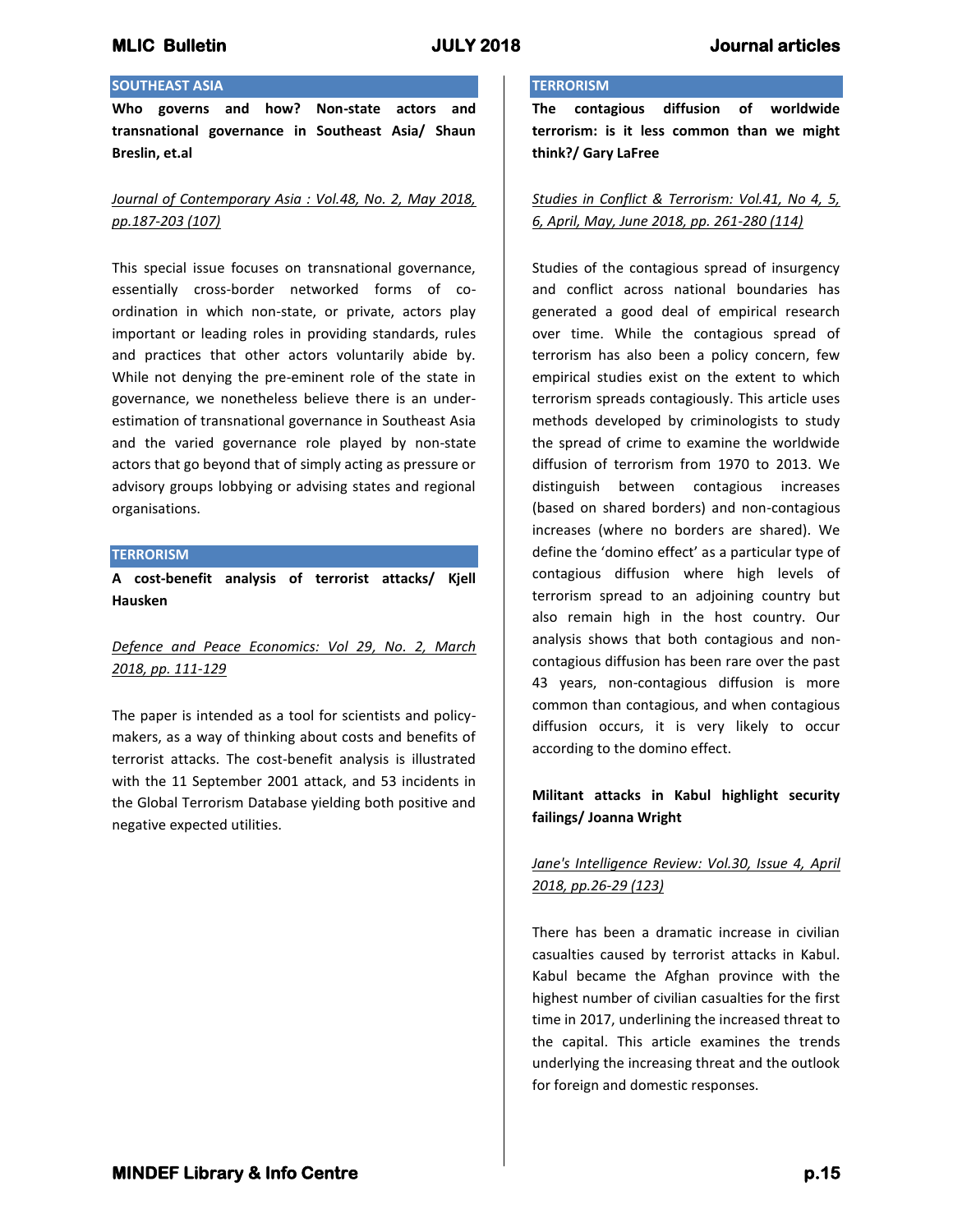## SOUTHEAST ASIA

**Who governs and how? Non-state actors and transnational governance in Southeast Asia/ Shaun Breslin, et.al**

_Journal of Contemporary Asia : Vol.48, No. 2, May 2018, pp.187-203 (107)_

This special issue focuses on transnational governance, essentially cross-border networked forms of co-ordination in which non-state, or private, actors play important or leading roles in providing standards, rules and practices that other actors voluntarily abide by. While not denying the pre-eminent role of the state in governance, we nonetheless believe there is an under-estimation of transnational governance in Southeast Asia and the varied governance role played by non-state actors that go beyond that of simply acting as pressure or advisory groups lobbying or advising states and regional organisations.

## TERRORISM

**A cost-benefit analysis of terrorist attacks/ Kjell Hausken**

_Defence and Peace Economics: Vol 29, No. 2, March 2018, pp. 111-129_

The paper is intended as a tool for scientists and policy-makers, as a way of thinking about costs and benefits of terrorist attacks. The cost-benefit analysis is illustrated with the 11 September 2001 attack, and 53 incidents in the Global Terrorism Database yielding both positive and negative expected utilities.

## TERRORISM

**The contagious diffusion of worldwide terrorism: is it less common than we might think?/ Gary LaFree**

_Studies in Conflict & Terrorism: Vol.41, No 4, 5, 6, April, May, June 2018, pp. 261-280 (114)_

Studies of the contagious spread of insurgency and conflict across national boundaries has generated a good deal of empirical research over time. While the contagious spread of terrorism has also been a policy concern, few empirical studies exist on the extent to which terrorism spreads contagiously. This article uses methods developed by criminologists to study the spread of crime to examine the worldwide diffusion of terrorism from 1970 to 2013. We distinguish between contagious increases (based on shared borders) and non-contagious increases (where no borders are shared). We define the 'domino effect' as a particular type of contagious diffusion where high levels of terrorism spread to an adjoining country but also remain high in the host country. Our analysis shows that both contagious and non-contagious diffusion has been rare over the past 43 years, non-contagious diffusion is more common than contagious, and when contagious diffusion occurs, it is very likely to occur according to the domino effect.

**Militant attacks in Kabul highlight security failings/ Joanna Wright**

_Jane's Intelligence Review: Vol.30, Issue 4, April 2018, pp.26-29 (123)_

There has been a dramatic increase in civilian casualties caused by terrorist attacks in Kabul. Kabul became the Afghan province with the highest number of civilian casualties for the first time in 2017, underlining the increased threat to the capital. This article examines the trends underlying the increasing threat and the outlook for foreign and domestic responses.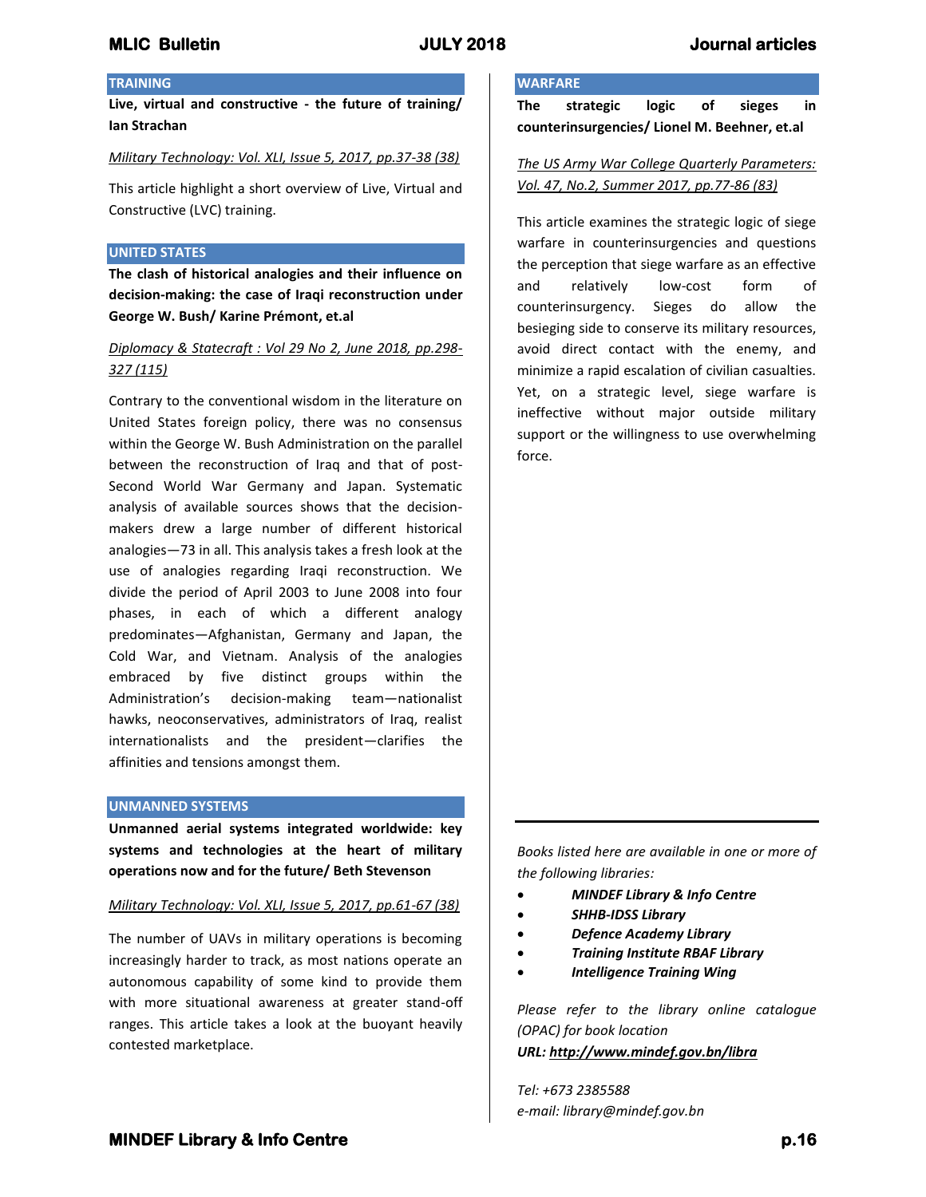## TRAINING

**Live, virtual and constructive - the future of training/ Ian Strachan**

*Military Technology: Vol. XLI, Issue 5, 2017, pp.37-38 (38)*

This article highlight a short overview of Live, Virtual and Constructive (LVC) training.

## UNITED STATES

**The clash of historical analogies and their influence on decision-making: the case of Iraqi reconstruction under George W. Bush/ Karine Prémont, et.al**

*Diplomacy & Statecraft : Vol 29 No 2, June 2018, pp.298-327 (115)*

Contrary to the conventional wisdom in the literature on United States foreign policy, there was no consensus within the George W. Bush Administration on the parallel between the reconstruction of Iraq and that of post-Second World War Germany and Japan. Systematic analysis of available sources shows that the decision-makers drew a large number of different historical analogies—73 in all. This analysis takes a fresh look at the use of analogies regarding Iraqi reconstruction. We divide the period of April 2003 to June 2008 into four phases, in each of which a different analogy predominates—Afghanistan, Germany and Japan, the Cold War, and Vietnam. Analysis of the analogies embraced by five distinct groups within the Administration's decision-making team—nationalist hawks, neoconservatives, administrators of Iraq, realist internationalists and the president—clarifies the affinities and tensions amongst them.

## UNMANNED SYSTEMS

**Unmanned aerial systems integrated worldwide: key systems and technologies at the heart of military operations now and for the future/ Beth Stevenson**

*Military Technology: Vol. XLI, Issue 5, 2017, pp.61-67 (38)*

The number of UAVs in military operations is becoming increasingly harder to track, as most nations operate an autonomous capability of some kind to provide them with more situational awareness at greater stand-off ranges. This article takes a look at the buoyant heavily contested marketplace.

## WARFARE

**The strategic logic of sieges in counterinsurgencies/ Lionel M. Beehner, et.al**

*The US Army War College Quarterly Parameters: Vol. 47, No.2, Summer 2017, pp.77-86 (83)*

This article examines the strategic logic of siege warfare in counterinsurgencies and questions the perception that siege warfare as an effective and relatively low-cost form of counterinsurgency. Sieges do allow the besieging side to conserve its military resources, avoid direct contact with the enemy, and minimize a rapid escalation of civilian casualties. Yet, on a strategic level, siege warfare is ineffective without major outside military support or the willingness to use overwhelming force.

---

*Books listed here are available in one or more of the following libraries:*

- ***MINDEF Library & Info Centre***
- ***SHHB-IDSS Library***
- ***Defence Academy Library***
- ***Training Institute RBAF Library***
- ***Intelligence Training Wing***

*Please refer to the library online catalogue (OPAC) for book location*

***URL: http://www.mindef.gov.bn/libra***

*Tel: +673 2385588*

*e-mail: library@mindef.gov.bn*